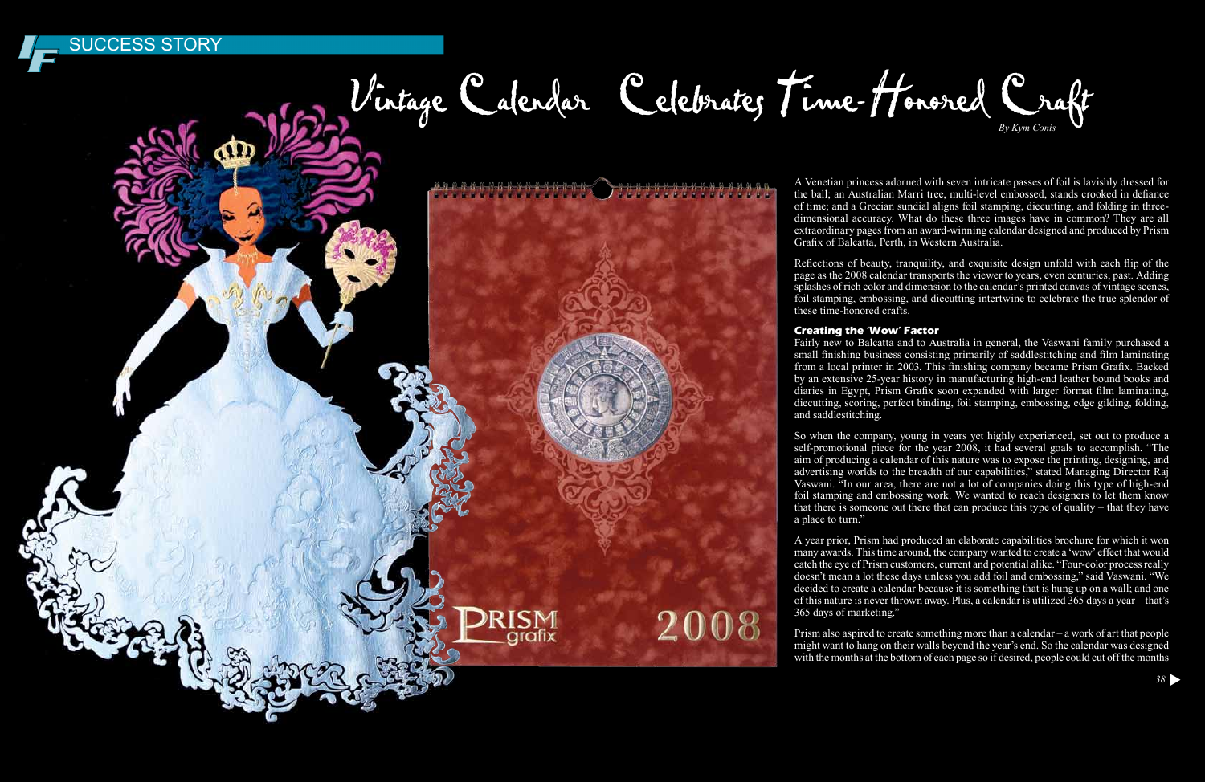# Vintage Calendar Celebrates Time-Honored Craft

*By Kym Conis*

A Venetian princess adorned with seven intricate passes of foil is lavishly dressed for the ball; an Australian Marri tree, multi-level embossed, stands crooked in defiance of time; and a Grecian sundial aligns foil stamping, diecutting, and folding in three-dimensional accuracy. What do these three images have in common? They are all extraordinary pages from an award-winning calendar designed and produced by Prism Grafix of Balcatta, Perth, in Western Australia.

Reflections of beauty, tranquility, and exquisite design unfold with each flip of the page as the 2008 calendar transports the viewer to years, even centuries, past. Adding splashes of rich color and dimension to the calendar's printed canvas of vintage scenes, foil stamping, embossing, and diecutting intertwine to celebrate the true splendor of these time-honored crafts.

## Creating the 'Wow' Factor

Fairly new to Balcatta and to Australia in general, the Vaswani family purchased a small finishing business consisting primarily of saddlestitching and film laminating from a local printer in 2003. This finishing company became Prism Grafix. Backed by an extensive 25-year history in manufacturing high-end leather bound books and diaries in Egypt, Prism Grafix soon expanded with larger format film laminating, diecutting, scoring, perfect binding, foil stamping, embossing, edge gilding, folding, and saddlestitching.

So when the company, young in years yet highly experienced, set out to produce a self-promotional piece for the year 2008, it had several goals to accomplish. "The aim of producing a calendar of this nature was to expose the printing, designing, and advertising worlds to the breadth of our capabilities," stated Managing Director Raj Vaswani. "In our area, there are not a lot of companies doing this type of high-end foil stamping and embossing work. We wanted to reach designers to let them know that there is someone out there that can produce this type of quality – that they have a place to turn."

A year prior, Prism had produced an elaborate capabilities brochure for which it won many awards. This time around, the company wanted to create a 'wow' effect that would catch the eye of Prism customers, current and potential alike. "Four-color process really doesn't mean a lot these days unless you add foil and embossing," said Vaswani. "We decided to create a calendar because it is something that is hung up on a wall; and one of this nature is never thrown away. Plus, a calendar is utilized 365 days a year – that's 365 days of marketing."

Prism also aspired to create something more than a calendar – a work of art that people might want to hang on their walls beyond the year's end. So the calendar was designed with the months at the bottom of each page so if desired, people could cut off the months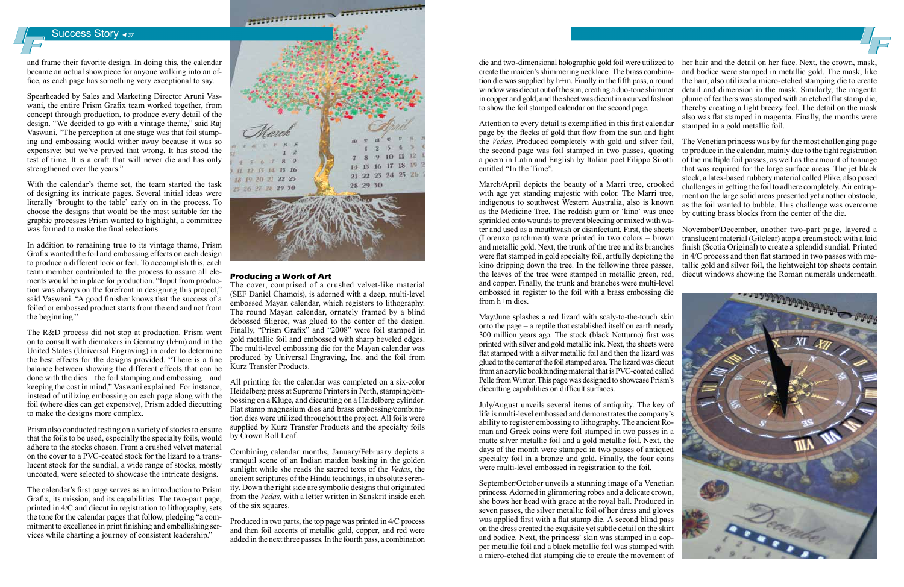and frame their favorite design. In doing this, the calendar became an actual showpiece for anyone walking into an office, as each page has something very exceptional to say.

Spearheaded by Sales and Marketing Director Aruni Vaswani, the entire Prism Grafix team worked together, from concept through production, to produce every detail of the design. "We decided to go with a vintage theme," said Raj Vaswani. "The perception at one stage was that foil stamping and embossing would wither away because it was so expensive; but we've proved that wrong. It has stood the test of time. It is a craft that will never die and has only strengthened over the years."

With the calendar's theme set, the team started the task of designing its intricate pages. Several initial ideas were literally 'brought to the table' early on in the process. To choose the designs that would be the most suitable for the graphic processes Prism wanted to highlight, a committee was formed to make the final selections.

In addition to remaining true to its vintage theme, Prism Grafix wanted the foil and embossing effects on each design to produce a different look or feel. To accomplish this, each team member contributed to the process to assure all elements would be in place for production. "Input from production was always on the forefront in designing this project," said Vaswani. "A good finisher knows that the success of a foiled or embossed product starts from the end and not from the beginning."

The R&D process did not stop at production. Prism went on to consult with diemakers in Germany (h+m) and in the United States (Universal Engraving) in order to determine the best effects for the designs provided. "There is a fine balance between showing the different effects that can be done with the dies – the foil stamping and embossing – and keeping the cost in mind," Vaswani explained. For instance, instead of utilizing embossing on each page along with the foil (where dies can get expensive), Prism added diecutting to make the designs more complex.

Prism also conducted testing on a variety of stocks to ensure that the foils to be used, especially the specialty foils, would adhere to the stocks chosen. From a crushed velvet material on the cover to a PVC-coated stock for the lizard to a translucent stock for the sundial, a wide range of stocks, mostly uncoated, were selected to showcase the intricate designs.

The calendar's first page serves as an introduction to Prism Grafix, its mission, and its capabilities. The two-part page, printed in 4/C and diecut in registration to lithography, sets the tone for the calendar pages that follow, pledging "a commitment to excellence in print finishing and embellishing services while charting a journey of consistent leadership."

### Producing a Work of Art

The cover, comprised of a crushed velvet-like material (SEF Daniel Chamois), is adorned with a deep, multi-level embossed Mayan calendar, which registers to lithography. The round Mayan calendar, ornately framed by a blind debossed filigree, was glued to the center of the design. Finally, "Prism Grafix" and "2008" were foil stamped in gold metallic foil and embossed with sharp beveled edges. The multi-level embossing die for the Mayan calendar was produced by Universal Engraving, Inc. and the foil from Kurz Transfer Products.

All printing for the calendar was completed on a six-color Heidelberg press at Supreme Printers in Perth, stamping/embossing on a Kluge, and diecutting on a Heidelberg cylinder. Flat stamp magnesium dies and brass embossing/combination dies were utilized throughout the project. All foils were supplied by Kurz Transfer Products and the specialty foils by Crown Roll Leaf.

Combining calendar months, January/February depicts a tranquil scene of an Indian maiden basking in the golden sunlight while she reads the sacred texts of the *Vedas*, the ancient scriptures of the Hindu teachings, in absolute serenity. Down the right side are symbolic designs that originated from the *Vedas*, with a letter written in Sanskrit inside each of the six squares.

Produced in two parts, the top page was printed in 4/C process and then foil accents of metallic gold, copper, and red were added in the next three passes. In the fourth pass, a combination die and two-dimensional holographic gold foil were utilized to create the maiden's shimmering necklace. The brass combination die was supplied by h+m. Finally in the fifth pass, a round window was diecut out of the sun, creating a duo-tone shimmer in copper and gold, and the sheet was diecut in a curved fashion to show the foil stamped calendar on the second page.

Attention to every detail is exemplified in this first calendar page by the flecks of gold that flow from the sun and light the *Vedas*. Produced completely with gold and silver foil, the second page was foil stamped in two passes, quoting a poem in Latin and English by Italian poet Filippo Sirotti entitled "In the Time".

March/April depicts the beauty of a Marri tree, crooked with age yet standing majestic with color. The Marri tree, indigenous to southwest Western Australia, also is known as the Medicine Tree. The reddish gum or 'kino' was once sprinkled onto wounds to prevent bleeding or mixed with water and used as a mouthwash or disinfectant. First, the sheets (Lorenzo parchment) were printed in two colors – brown and metallic gold. Next, the trunk of the tree and its branches were flat stamped in gold specialty foil, artfully depicting the kino dripping down the tree. In the following three passes, the leaves of the tree were stamped in metallic green, red, and copper. Finally, the trunk and branches were multi-level embossed in register to the foil with a brass embossing die from h+m dies.

May/June splashes a red lizard with scaly-to-the-touch skin onto the page – a reptile that established itself on earth nearly 300 million years ago. The stock (black Notturno) first was printed with silver and gold metallic ink. Next, the sheets were flat stamped with a silver metallic foil and then the lizard was glued to the center of the foil stamped area. The lizard was diecut from an acrylic bookbinding material that is PVC-coated called Pelle from Winter. This page was designed to showcase Prism's diecutting capabilities on difficult surfaces.

July/August unveils several items of antiquity. The key of life is multi-level embossed and demonstrates the company's ability to register embossing to lithography. The ancient Roman and Greek coins were foil stamped in two passes in a matte silver metallic foil and a gold metallic foil. Next, the days of the month were stamped in two passes of antiqued specialty foil in a bronze and gold. Finally, the four coins were multi-level embossed in registration to the foil.

September/October unveils a stunning image of a Venetian princess. Adorned in glimmering robes and a delicate crown, she bows her head with grace at the royal ball. Produced in seven passes, the silver metallic foil of her dress and gloves was applied first with a flat stamp die. A second blind pass on the dress created the exquisite yet subtle detail on the skirt and bodice. Next, the princess' skin was stamped in a copper metallic foil and a black metallic foil was stamped with a micro-etched flat stamping die to create the movement of her hair and the detail on her face. Next, the crown, mask, and bodice were stamped in metallic gold. The mask, like the hair, also utilized a micro-etched stamping die to create detail and dimension in the mask. Similarly, the magenta plume of feathers was stamped with an etched flat stamp die, thereby creating a light breezy feel. The detail on the mask also was flat stamped in magenta. Finally, the months were stamped in a gold metallic foil.

The Venetian princess was by far the most challenging page to produce in the calendar, mainly due to the tight registration of the multiple foil passes, as well as the amount of tonnage that was required for the large surface areas. The jet black stock, a latex-based rubbery material called Plike, also posed challenges in getting the foil to adhere completely. Air entrapment on the large solid areas presented yet another obstacle, as the foil wanted to bubble. This challenge was overcome by cutting brass blocks from the center of the die.

November/December, another two-part page, layered a translucent material (Gilclear) atop a cream stock with a laid finish (Scotia Original) to create a splendid sundial. Printed in 4/C process and then flat stamped in two passes with metallic gold and silver foil, the lightweight top sheets contain diecut windows showing the Roman numerals underneath.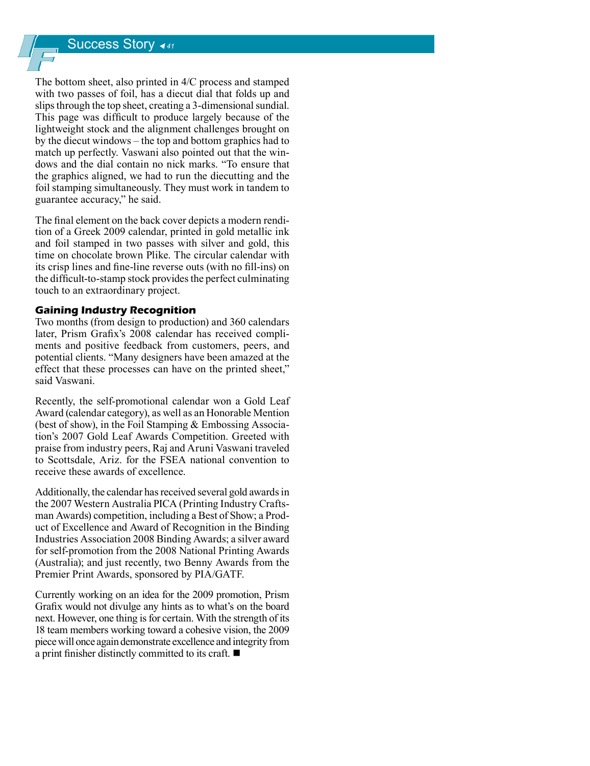The bottom sheet, also printed in 4/C process and stamped with two passes of foil, has a diecut dial that folds up and slips through the top sheet, creating a 3-dimensional sundial. This page was difficult to produce largely because of the lightweight stock and the alignment challenges brought on by the diecut windows – the top and bottom graphics had to match up perfectly. Vaswani also pointed out that the windows and the dial contain no nick marks. "To ensure that the graphics aligned, we had to run the diecutting and the foil stamping simultaneously. They must work in tandem to guarantee accuracy," he said.

The final element on the back cover depicts a modern rendition of a Greek 2009 calendar, printed in gold metallic ink and foil stamped in two passes with silver and gold, this time on chocolate brown Plike. The circular calendar with its crisp lines and fine-line reverse outs (with no fill-ins) on the difficult-to-stamp stock provides the perfect culminating touch to an extraordinary project.

## Gaining Industry Recognition

Two months (from design to production) and 360 calendars later, Prism Grafix's 2008 calendar has received compliments and positive feedback from customers, peers, and potential clients. "Many designers have been amazed at the effect that these processes can have on the printed sheet," said Vaswani.

Recently, the self-promotional calendar won a Gold Leaf Award (calendar category), as well as an Honorable Mention (best of show), in the Foil Stamping & Embossing Association's 2007 Gold Leaf Awards Competition. Greeted with praise from industry peers, Raj and Aruni Vaswani traveled to Scottsdale, Ariz. for the FSEA national convention to receive these awards of excellence.

Additionally, the calendar has received several gold awards in the 2007 Western Australia PICA (Printing Industry Craftsman Awards) competition, including a Best of Show; a Product of Excellence and Award of Recognition in the Binding Industries Association 2008 Binding Awards; a silver award for self-promotion from the 2008 National Printing Awards (Australia); and just recently, two Benny Awards from the Premier Print Awards, sponsored by PIA/GATF.

Currently working on an idea for the 2009 promotion, Prism Grafix would not divulge any hints as to what's on the board next. However, one thing is for certain. With the strength of its 18 team members working toward a cohesive vision, the 2009 piece will once again demonstrate excellence and integrity from a print finisher distinctly committed to its craft. ■